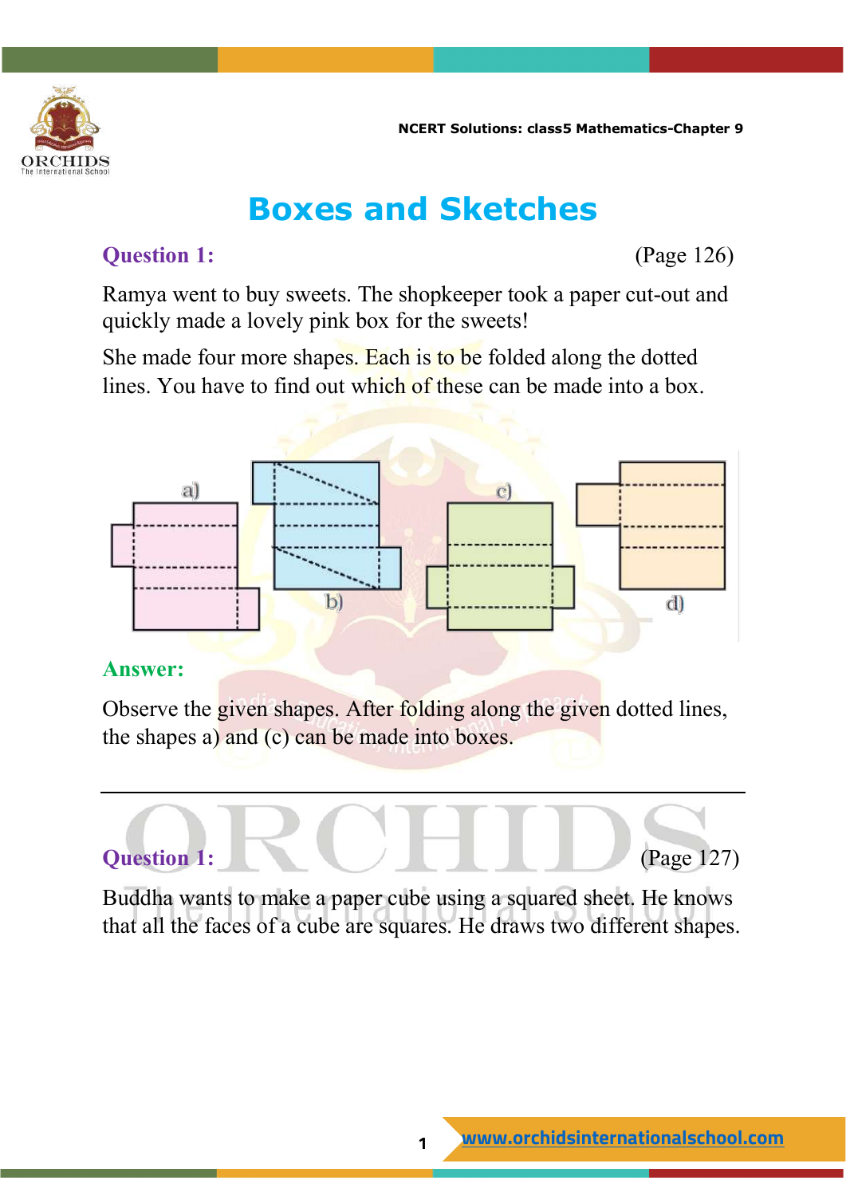# Boxes and Sketches

**Question 1:** (Page 126)

Ramya went to buy sweets. The shopkeeper took a paper cut-out and quickly made a lovely pink box for the sweets!

She made four more shapes. Each is to be folded along the dotted lines. You have to find out which of these can be made into a box.

a) b) c) d)

**Answer:**

Observe the given shapes. After folding along the given dotted lines, the shapes a) and (c) can be made into boxes.

---

**Question 1:** (Page 127)

Buddha wants to make a paper cube using a squared sheet. He knows that all the faces of a cube are squares. He draws two different shapes.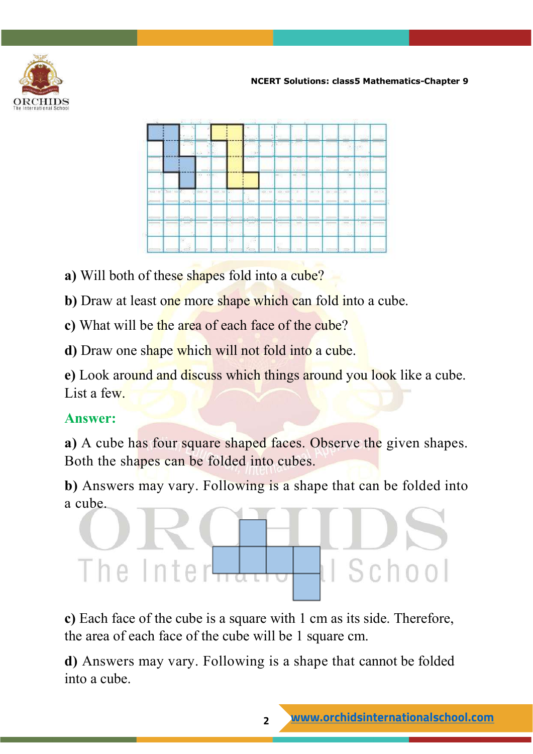a) Will both of these shapes fold into a cube?

b) Draw at least one more shape which can fold into a cube.

c) What will be the area of each face of the cube?

d) Draw one shape which will not fold into a cube.

e) Look around and discuss which things around you look like a cube. List a few.

**Answer:**

**a)** A cube has four square shaped faces. Observe the given shapes. Both the shapes can be folded into cubes.

**b)** Answers may vary. Following is a shape that can be folded into a cube.

**c)** Each face of the cube is a square with 1 cm as its side. Therefore, the area of each face of the cube will be 1 square cm.

**d)** Answers may vary. Following is a shape that cannot be folded into a cube.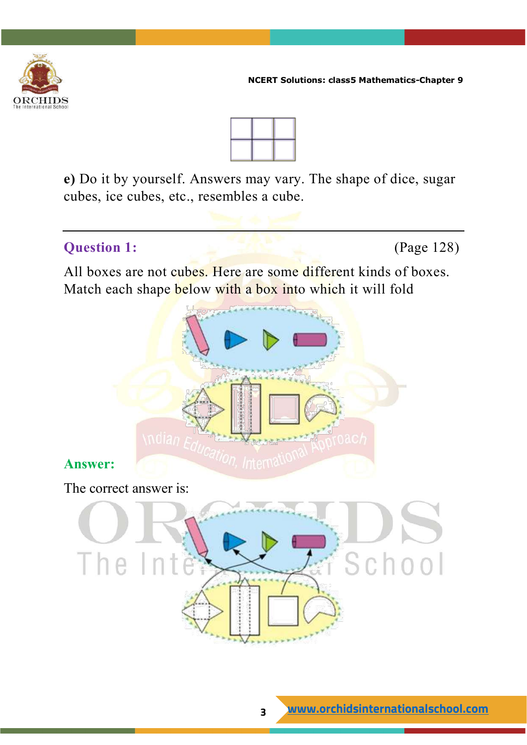**e)** Do it by yourself. Answers may vary. The shape of dice, sugar cubes, ice cubes, etc., resembles a cube.

---

### Question 1: (Page 128)

All boxes are not cubes. Here are some different kinds of boxes. Match each shape below with a box into which it will fold

### Answer:

The correct answer is: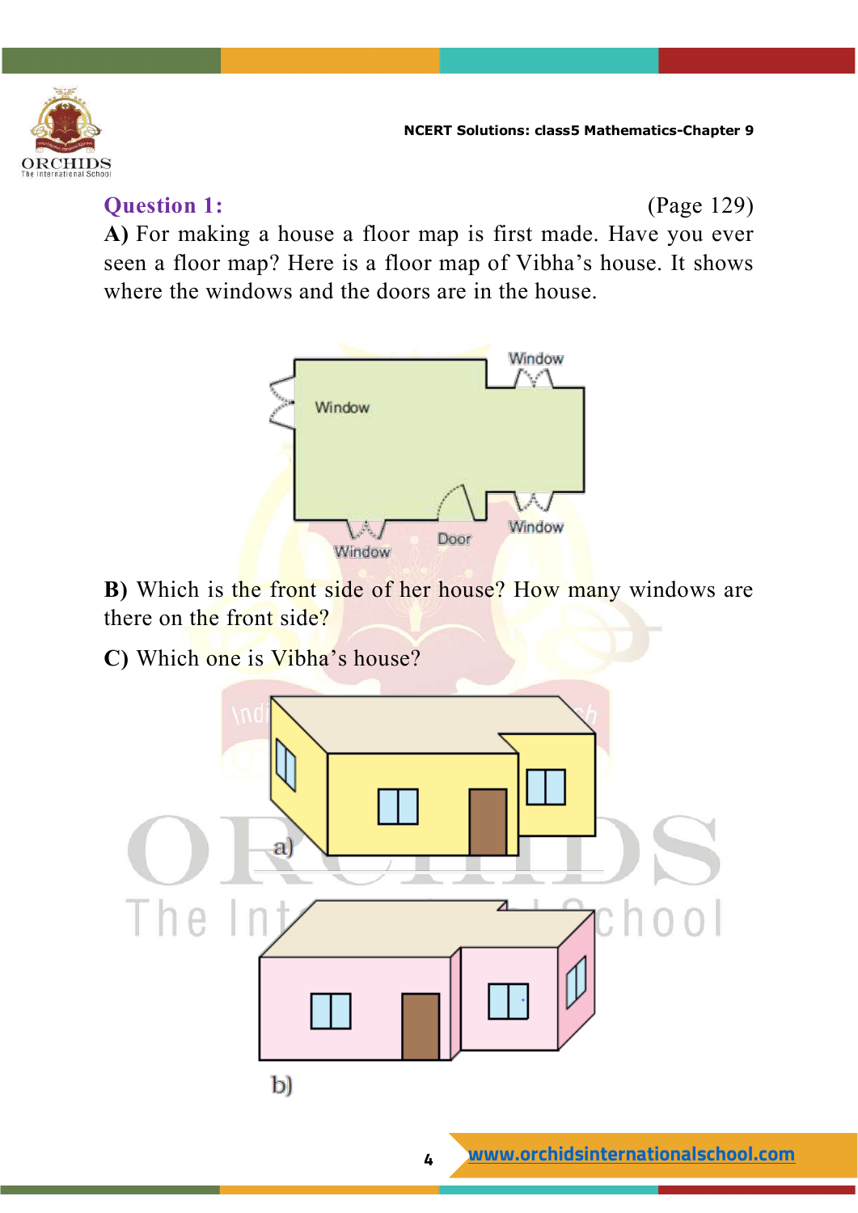**Question 1:** (Page 129)

**A)** For making a house a floor map is first made. Have you ever seen a floor map? Here is a floor map of Vibha's house. It shows where the windows and the doors are in the house.

Window

Window

Window

Window

Door

**B)** Which is the front side of her house? How many windows are there on the front side?

**C)** Which one is Vibha's house?

a)

b)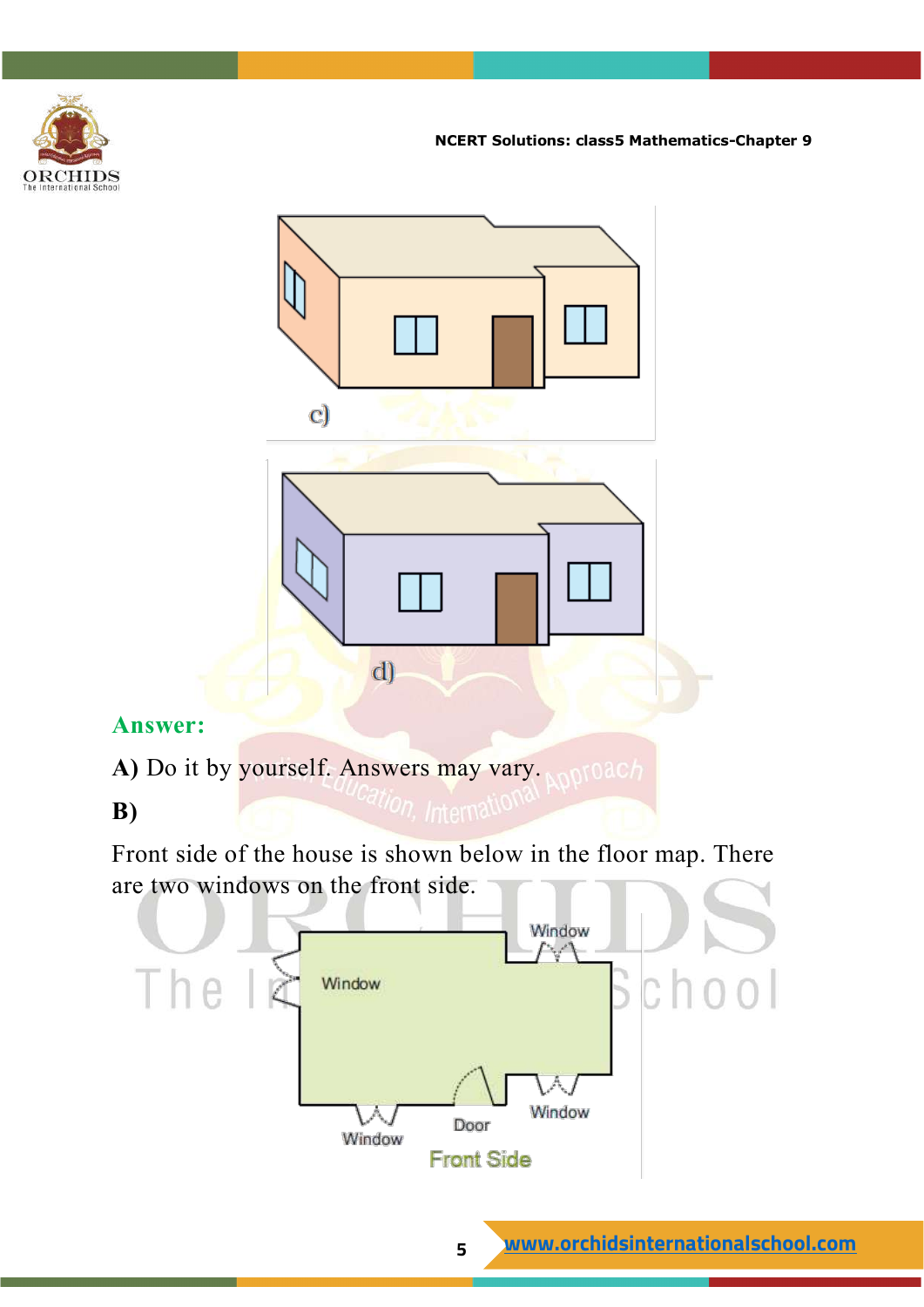c)

d)

**Answer:**

**A)** Do it by yourself. Answers may vary.

**B)**

Front side of the house is shown below in the floor map. There are two windows on the front side.

Window

Window

Window

Door

Window

Front Side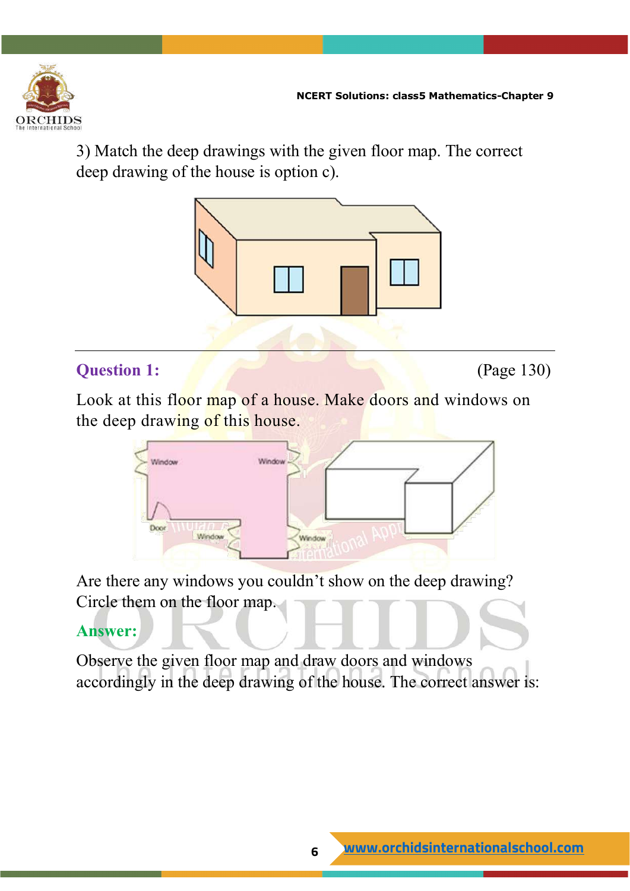3) Match the deep drawings with the given floor map. The correct deep drawing of the house is option c).

**Question 1:** (Page 130)

Look at this floor map of a house. Make doors and windows on the deep drawing of this house.

Window Window Door Window Window

Are there any windows you couldn't show on the deep drawing? Circle them on the floor map.

**Answer:**

Observe the given floor map and draw doors and windows accordingly in the deep drawing of the house. The correct answer is: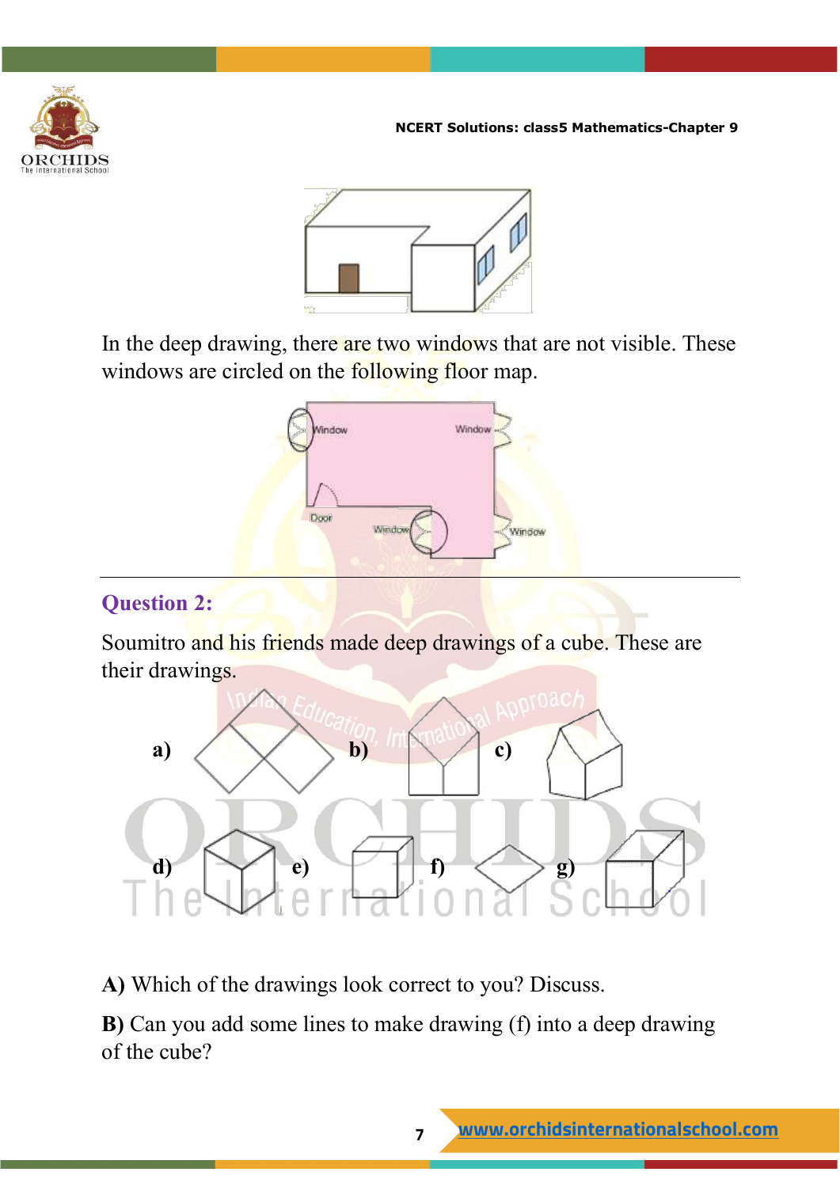In the deep drawing, there are two windows that are not visible. These windows are circled on the following floor map.

Window Window

Door Window Window

## Question 2:

Soumitro and his friends made deep drawings of a cube. These are their drawings.

a) b) c)

d) e) f) g)

**A)** Which of the drawings look correct to you? Discuss.

**B)** Can you add some lines to make drawing (f) into a deep drawing of the cube?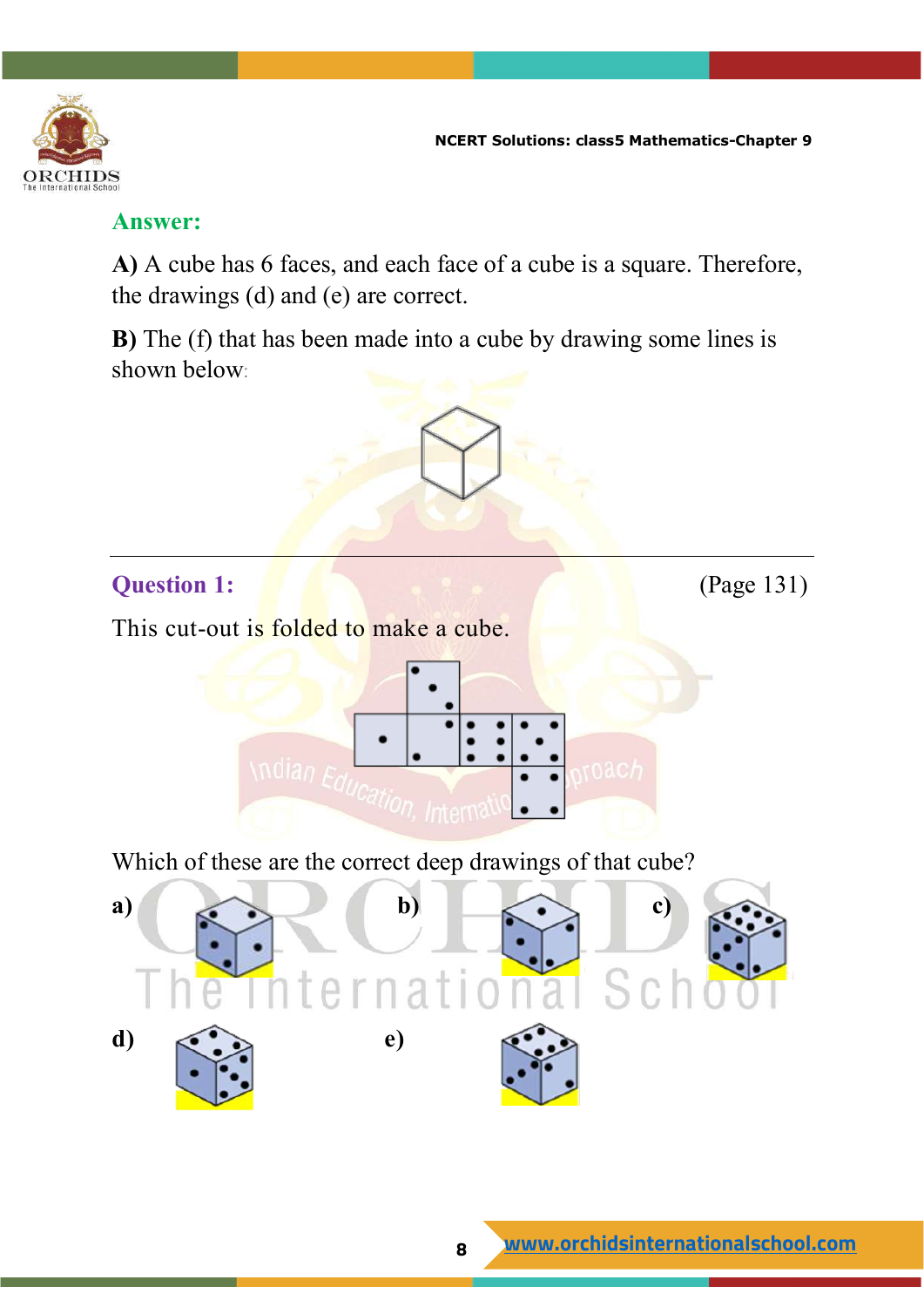**Answer:**

**A)** A cube has 6 faces, and each face of a cube is a square. Therefore, the drawings (d) and (e) are correct.

**B)** The (f) that has been made into a cube by drawing some lines is shown below:

---

**Question 1:** (Page 131)

This cut-out is folded to make a cube.

Which of these are the correct deep drawings of that cube?

a)

b)

c)

d)

e)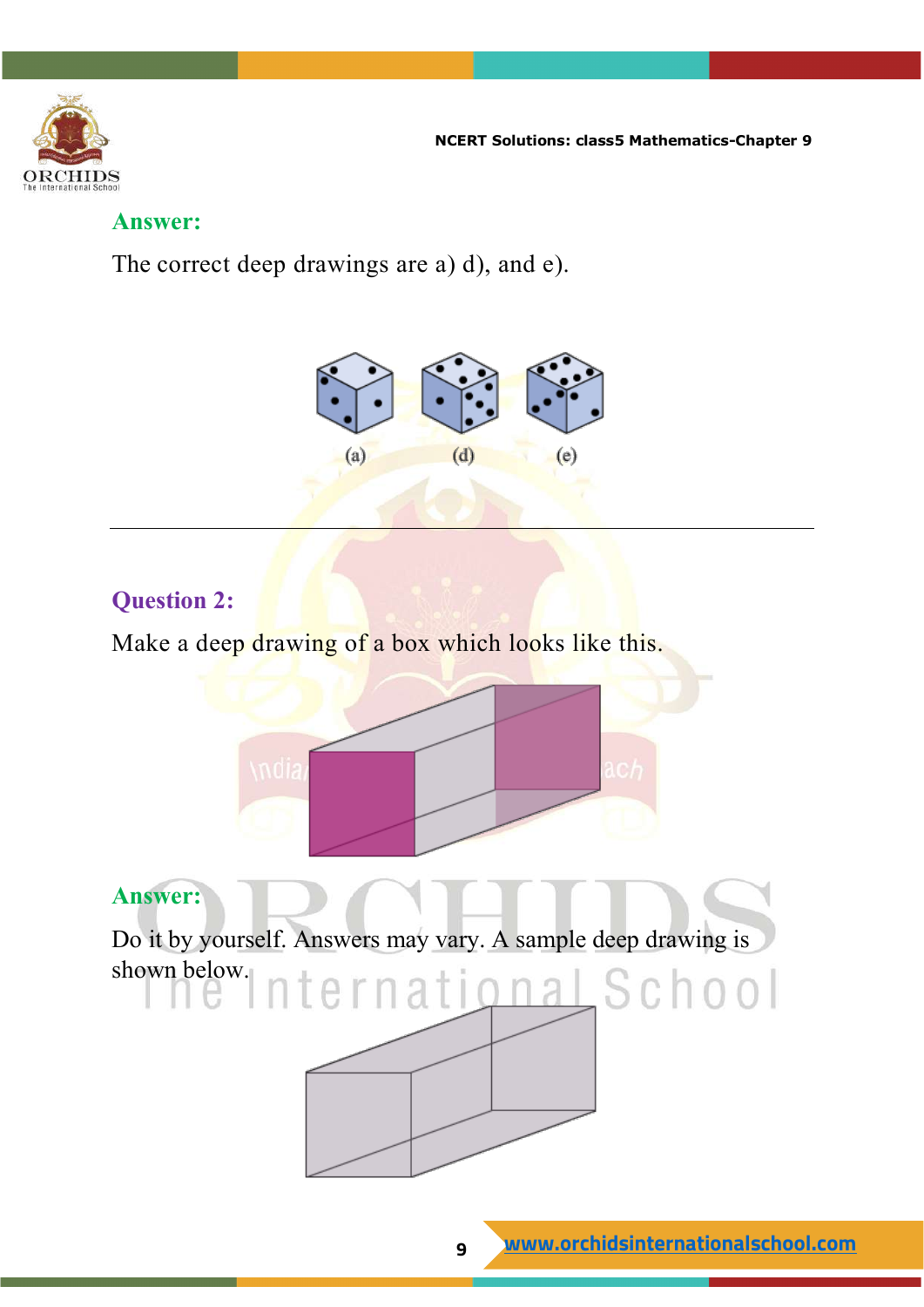**Answer:**

The correct deep drawings are a) d), and e).

(a) (d) (e)

---

**Question 2:**

Make a deep drawing of a box which looks like this.

**Answer:**

Do it by yourself. Answers may vary. A sample deep drawing is shown below.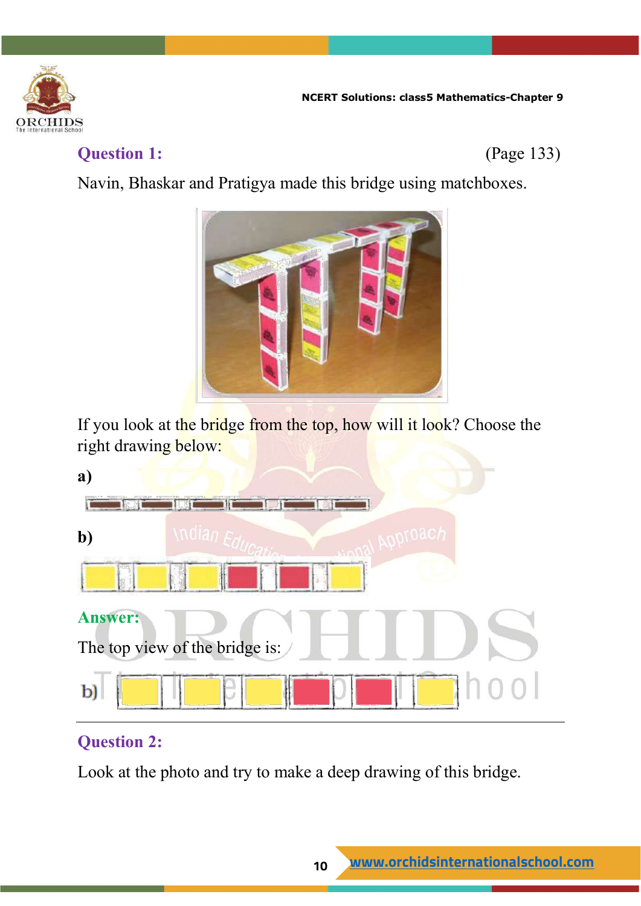**Question 1:** (Page 133)

Navin, Bhaskar and Pratigya made this bridge using matchboxes.

If you look at the bridge from the top, how will it look? Choose the right drawing below:

**a)**

**b)**

**Answer:**

The top view of the bridge is:

b)

**Question 2:**

Look at the photo and try to make a deep drawing of this bridge.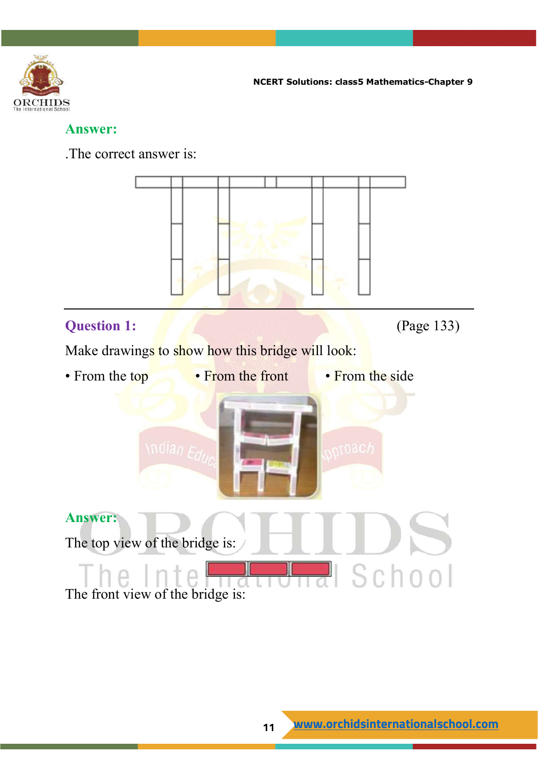**Answer:**

.The correct answer is:

---

**Question 1:** (Page 133)

Make drawings to show how this bridge will look:

- From the top
- From the front
- From the side

**Answer:**

The top view of the bridge is:

The front view of the bridge is: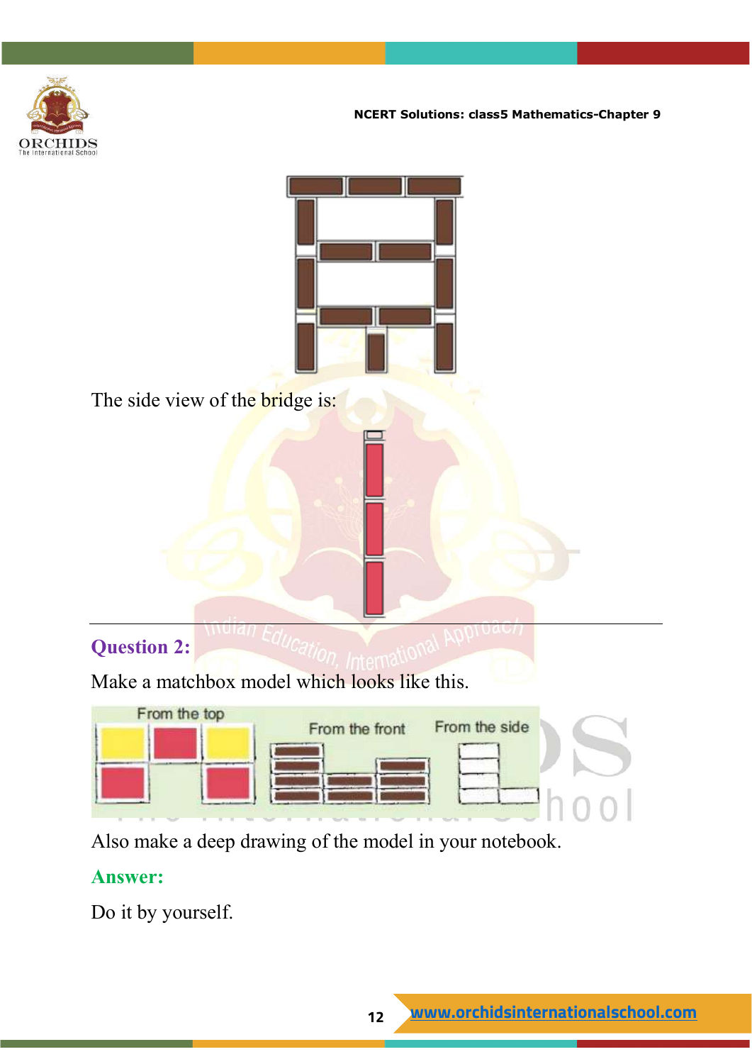The side view of the bridge is:

---

**Question 2:**

Make a matchbox model which looks like this.

From the top | From the front | From the side

Also make a deep drawing of the model in your notebook.

**Answer:**

Do it by yourself.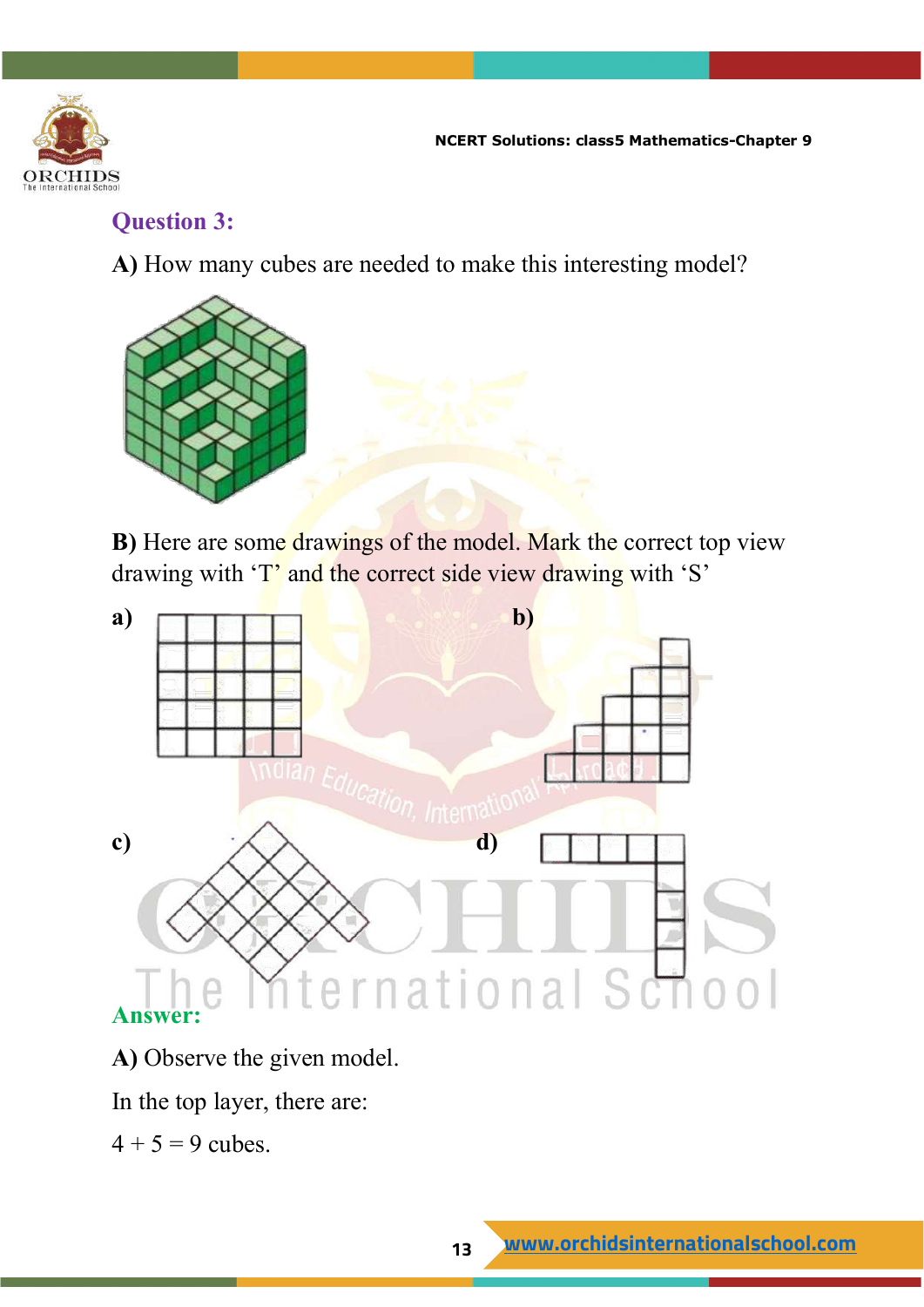## Question 3:

**A)** How many cubes are needed to make this interesting model?

**B)** Here are some drawings of the model. Mark the correct top view drawing with 'T' and the correct side view drawing with 'S'

**a)**

**b)**

**c)**

**d)**

## Answer:

**A)** Observe the given model.

In the top layer, there are:

4 + 5 = 9 cubes.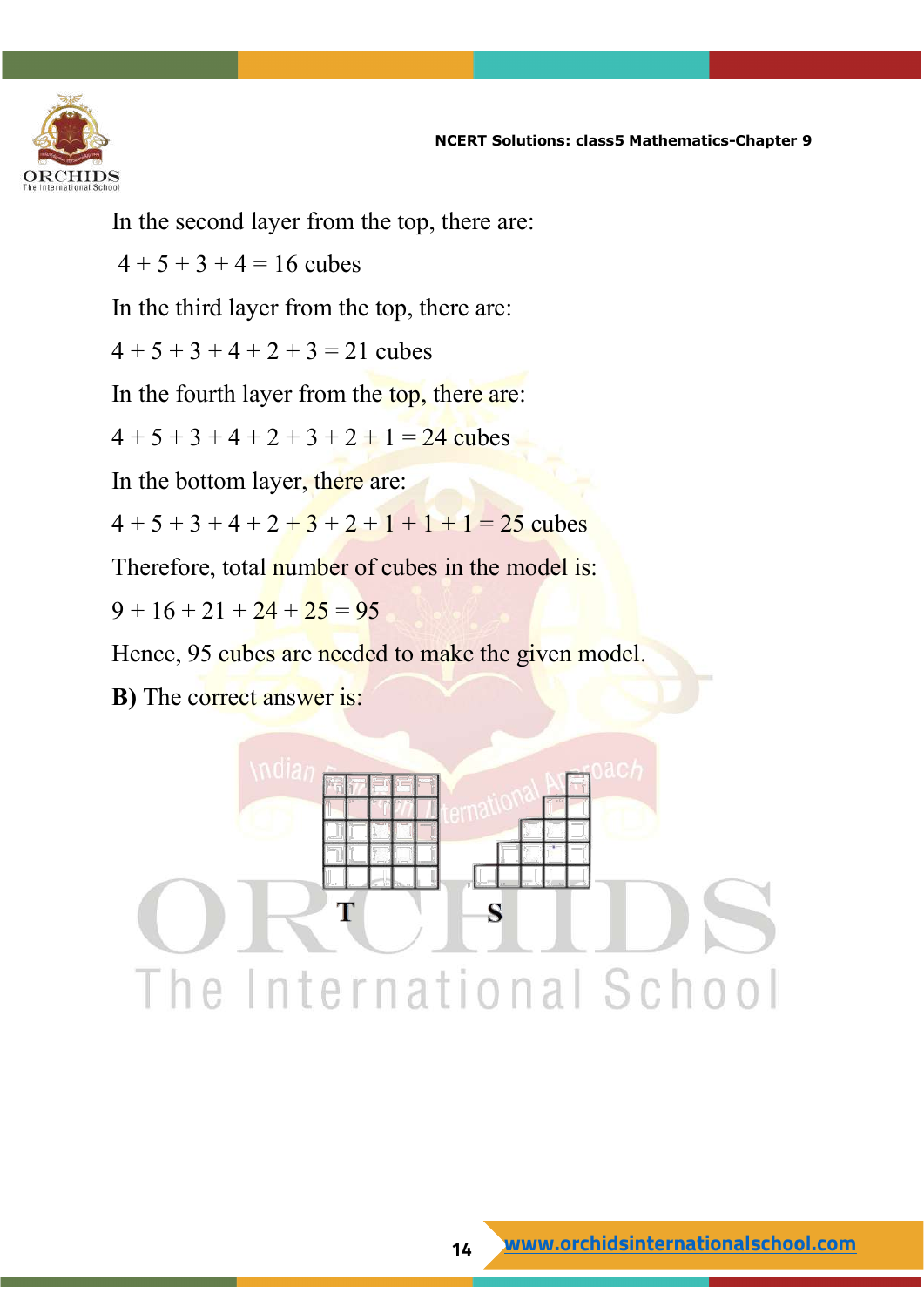In the second layer from the top, there are:

$4 + 5 + 3 + 4 = 16$ cubes

In the third layer from the top, there are:

$4 + 5 + 3 + 4 + 2 + 3 = 21$ cubes

In the fourth layer from the top, there are:

$4 + 5 + 3 + 4 + 2 + 3 + 2 + 1 = 24$ cubes

In the bottom layer, there are:

$4 + 5 + 3 + 4 + 2 + 3 + 2 + 1 + 1 + 1 = 25$ cubes

Therefore, total number of cubes in the model is:

$9 + 16 + 21 + 24 + 25 = 95$

Hence, 95 cubes are needed to make the given model.

**B)** The correct answer is:

T

S